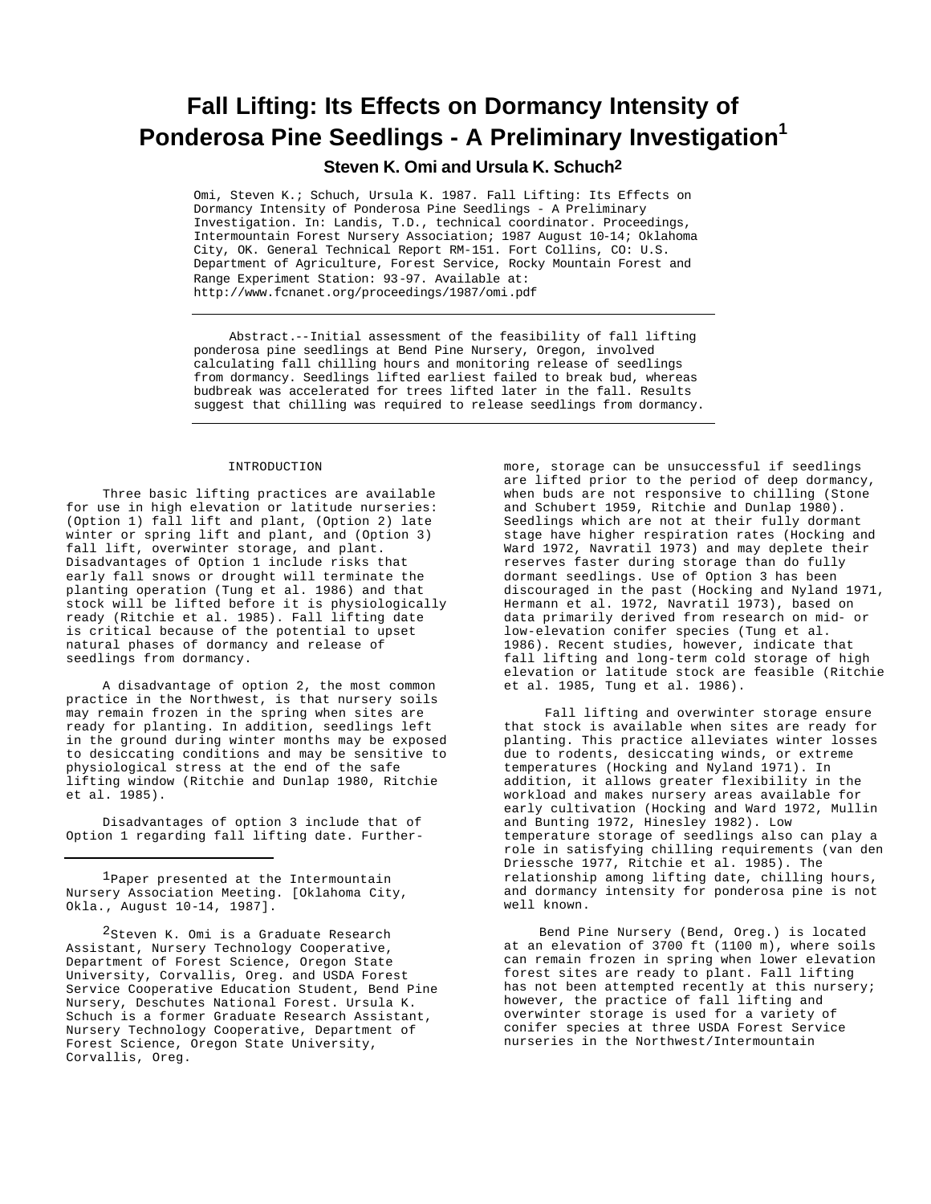# Fall Lifting: Its Effects on Dormancy Intensity of Ponderosa Pine Seedlings - A Preliminary Investigation[1]

### Steven K. Omi and Ursula K. Schuch[2]

Omi, Steven K.; Schuch, Ursula K. 1987. Fall Lifting: Its Effects on Dormancy Intensity of Ponderosa Pine Seedlings - A Preliminary Investigation. In: Landis, T.D., technical coordinator. Proceedings, Intermountain Forest Nursery Association; 1987 August 10-14; Oklahoma City, OK. General Technical Report RM-151. Fort Collins, CO: U.S. Department of Agriculture, Forest Service, Rocky Mountain Forest and Range Experiment Station: 93-97. Available at: http://www.fcnanet.org/proceedings/1987/omi.pdf

---

Abstract.--Initial assessment of the feasibility of fall lifting ponderosa pine seedlings at Bend Pine Nursery, Oregon, involved calculating fall chilling hours and monitoring release of seedlings from dormancy. Seedlings lifted earliest failed to break bud, whereas budbreak was accelerated for trees lifted later in the fall. Results suggest that chilling was required to release seedlings from dormancy.

---

## INTRODUCTION

Three basic lifting practices are available for use in high elevation or latitude nurseries: (Option 1) fall lift and plant, (Option 2) late winter or spring lift and plant, and (Option 3) fall lift, overwinter storage, and plant. Disadvantages of Option 1 include risks that early fall snows or drought will terminate the planting operation (Tung et al. 1986) and that stock will be lifted before it is physiologically ready (Ritchie et al. 1985). Fall lifting date is critical because of the potential to upset natural phases of dormancy and release of seedlings from dormancy.

A disadvantage of option 2, the most common practice in the Northwest, is that nursery soils may remain frozen in the spring when sites are ready for planting. In addition, seedlings left in the ground during winter months may be exposed to desiccating conditions and may be sensitive to physiological stress at the end of the safe lifting window (Ritchie and Dunlap 1980, Ritchie et al. 1985).

Disadvantages of option 3 include that of Option 1 regarding fall lifting date. Furthermore, storage can be unsuccessful if seedlings are lifted prior to the period of deep dormancy, when buds are not responsive to chilling (Stone and Schubert 1959, Ritchie and Dunlap 1980). Seedlings which are not at their fully dormant stage have higher respiration rates (Hocking and Ward 1972, Navratil 1973) and may deplete their reserves faster during storage than do fully dormant seedlings. Use of Option 3 has been discouraged in the past (Hocking and Nyland 1971, Hermann et al. 1972, Navratil 1973), based on data primarily derived from research on mid- or low-elevation conifer species (Tung et al. 1986). Recent studies, however, indicate that fall lifting and long-term cold storage of high elevation or latitude stock are feasible (Ritchie et al. 1985, Tung et al. 1986).

Fall lifting and overwinter storage ensure that stock is available when sites are ready for planting. This practice alleviates winter losses due to rodents, desiccating winds, or extreme temperatures (Hocking and Nyland 1971). In addition, it allows greater flexibility in the workload and makes nursery areas available for early cultivation (Hocking and Ward 1972, Mullin and Bunting 1972, Hinesley 1982). Low temperature storage of seedlings also can play a role in satisfying chilling requirements (van den Driessche 1977, Ritchie et al. 1985). The relationship among lifting date, chilling hours, and dormancy intensity for ponderosa pine is not well known.

Bend Pine Nursery (Bend, Oreg.) is located at an elevation of 3700 ft (1100 m), where soils can remain frozen in spring when lower elevation forest sites are ready to plant. Fall lifting has not been attempted recently at this nursery; however, the practice of fall lifting and overwinter storage is used for a variety of conifer species at three USDA Forest Service nurseries in the Northwest/Intermountain

---

[1]Paper presented at the Intermountain Nursery Association Meeting. [Oklahoma City, Okla., August 10-14, 1987].

[2]Steven K. Omi is a Graduate Research Assistant, Nursery Technology Cooperative, Department of Forest Science, Oregon State University, Corvallis, Oreg. and USDA Forest Service Cooperative Education Student, Bend Pine Nursery, Deschutes National Forest. Ursula K. Schuch is a former Graduate Research Assistant, Nursery Technology Cooperative, Department of Forest Science, Oregon State University, Corvallis, Oreg.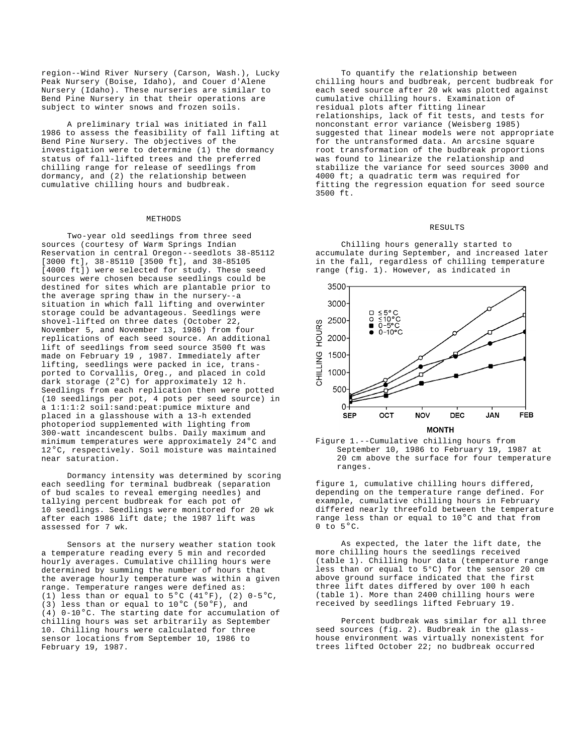region--Wind River Nursery (Carson, Wash.), Lucky Peak Nursery (Boise, Idaho), and Couer d'Alene Nursery (Idaho). These nurseries are similar to Bend Pine Nursery in that their operations are subject to winter snows and frozen soils.

A preliminary trial was initiated in fall 1986 to assess the feasibility of fall lifting at Bend Pine Nursery. The objectives of the investigation were to determine (1) the dormancy status of fall-lifted trees and the preferred chilling range for release of seedlings from dormancy, and (2) the relationship between cumulative chilling hours and budbreak.

## METHODS

Two-year old seedlings from three seed sources (courtesy of Warm Springs Indian Reservation in central Oregon--seedlots 38-85112 [3000 ft], 38-85110 [3500 ft], and 38-85105 [4000 ft]) were selected for study. These seed sources were chosen because seedlings could be destined for sites which are plantable prior to the average spring thaw in the nursery--a situation in which fall lifting and overwinter storage could be advantageous. Seedlings were shovel-lifted on three dates (October 22, November 5, and November 13, 1986) from four replications of each seed source. An additional lift of seedlings from seed source 3500 ft was made on February 19 , 1987. Immediately after lifting, seedlings were packed in ice, transported to Corvallis, Oreg., and placed in cold dark storage (2°C) for approximately 12 h. Seedlings from each replication then were potted (10 seedlings per pot, 4 pots per seed source) in a 1:1:1:2 soil:sand:peat:pumice mixture and placed in a glasshouse with a 13-h extended photoperiod supplemented with lighting from 300-watt incandescent bulbs. Daily maximum and minimum temperatures were approximately 24°C and 12°C, respectively. Soil moisture was maintained near saturation.

Dormancy intensity was determined by scoring each seedling for terminal budbreak (separation of bud scales to reveal emerging needles) and tallying percent budbreak for each pot of 10 seedlings. Seedlings were monitored for 20 wk after each 1986 lift date; the 1987 lift was assessed for 7 wk.

Sensors at the nursery weather station took a temperature reading every 5 min and recorded hourly averages. Cumulative chilling hours were determined by summing the number of hours that the average hourly temperature was within a given range. Temperature ranges were defined as: (1) less than or equal to 5°C (41°F), (2) 0-5°C, (3) less than or equal to 10°C (50°F), and (4) 0-10°C. The starting date for accumulation of chilling hours was set arbitrarily as September 10. Chilling hours were calculated for three sensor locations from September 10, 1986 to February 19, 1987.

To quantify the relationship between chilling hours and budbreak, percent budbreak for each seed source after 20 wk was plotted against cumulative chilling hours. Examination of residual plots after fitting linear relationships, lack of fit tests, and tests for nonconstant error variance (Weisberg 1985) suggested that linear models were not appropriate for the untransformed data. An arcsine square root transformation of the budbreak proportions was found to linearize the relationship and stabilize the variance for seed sources 3000 and 4000 ft; a quadratic term was required for fitting the regression equation for seed source 3500 ft.

## RESULTS

Chilling hours generally started to accumulate during September, and increased later in the fall, regardless of chilling temperature range (fig. 1). However, as indicated in

CHILLING HOURS
3500
3000
2500
2000
1500
1000
500
0
SEP OCT NOV DEC JAN FEB
MONTH
□ ≤5°C
○ ≤10°C
■ 0-5°C
● 0-10°C

Figure 1.--Cumulative chilling hours from September 10, 1986 to February 19, 1987 at 20 cm above the surface for four temperature ranges.

figure 1, cumulative chilling hours differed, depending on the temperature range defined. For example, cumulative chilling hours in February differed nearly threefold between the temperature range less than or equal to 10°C and that from 0 to 5°C.

As expected, the later the lift date, the more chilling hours the seedlings received (table 1). Chilling hour data (temperature range less than or equal to 5°C) for the sensor 20 cm above ground surface indicated that the first three lift dates differed by over 100 h each (table 1). More than 2400 chilling hours were received by seedlings lifted February 19.

Percent budbreak was similar for all three seed sources (fig. 2). Budbreak in the glasshouse environment was virtually nonexistent for trees lifted October 22; no budbreak occurred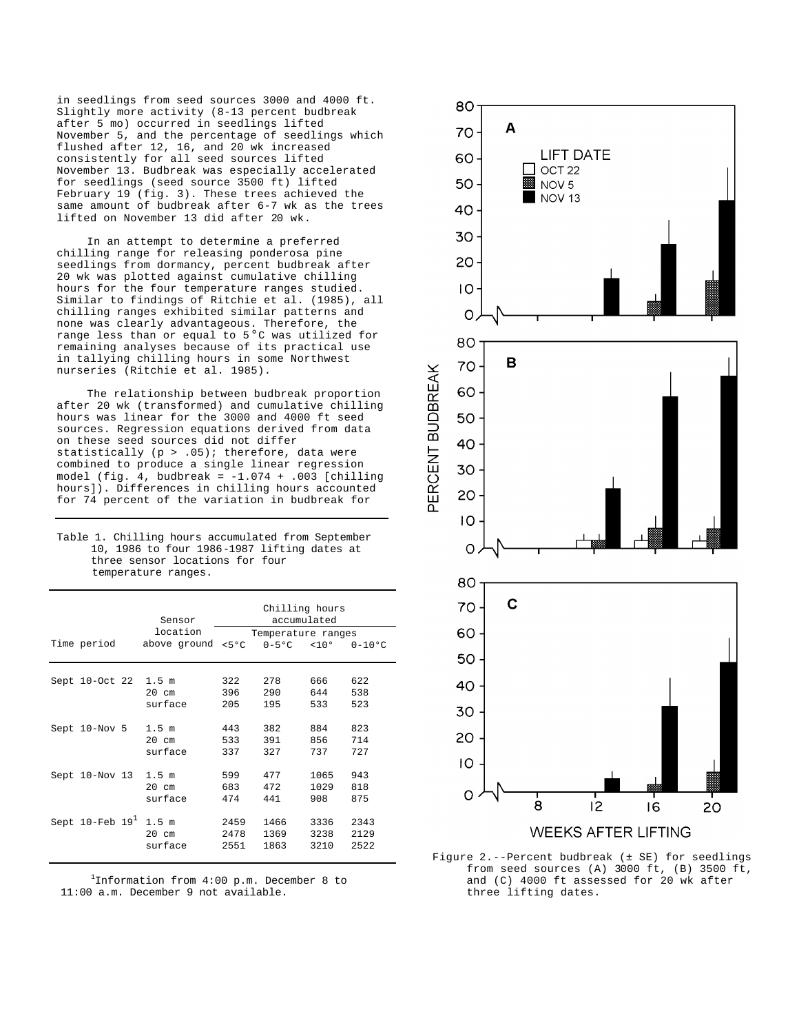in seedlings from seed sources 3000 and 4000 ft. Slightly more activity (8-13 percent budbreak after 5 mo) occurred in seedlings lifted November 5, and the percentage of seedlings which flushed after 12, 16, and 20 wk increased consistently for all seed sources lifted November 13. Budbreak was especially accelerated for seedlings (seed source 3500 ft) lifted February 19 (fig. 3). These trees achieved the same amount of budbreak after 6-7 wk as the trees lifted on November 13 did after 20 wk.

In an attempt to determine a preferred chilling range for releasing ponderosa pine seedlings from dormancy, percent budbreak after 20 wk was plotted against cumulative chilling hours for the four temperature ranges studied. Similar to findings of Ritchie et al. (1985), all chilling ranges exhibited similar patterns and none was clearly advantageous. Therefore, the range less than or equal to 5°C was utilized for remaining analyses because of its practical use in tallying chilling hours in some Northwest nurseries (Ritchie et al. 1985).

The relationship between budbreak proportion after 20 wk (transformed) and cumulative chilling hours was linear for the 3000 and 4000 ft seed sources. Regression equations derived from data on these seed sources did not differ statistically ($p > .05$); therefore, data were combined to produce a single linear regression model (fig. 4, budbreak = -1.074 + .003 [chilling hours]). Differences in chilling hours accounted for 74 percent of the variation in budbreak for

Table 1. Chilling hours accumulated from September 10, 1986 to four 1986-1987 lifting dates at three sensor locations for four temperature ranges.

| Time period | Sensor location above ground | Chilling hours accumulated | | | |
|---|---|---|---|---|---|
| | | Temperature ranges | | | |
| | | <5°C | 0-5°C | <10° | 0-10°C |
| Sept 10-Oct 22 | 1.5 m | 322 | 278 | 666 | 622 |
| | 20 cm | 396 | 290 | 644 | 538 |
| | surface | 205 | 195 | 533 | 523 |
| Sept 10-Nov 5 | 1.5 m | 443 | 382 | 884 | 823 |
| | 20 cm | 533 | 391 | 856 | 714 |
| | surface | 337 | 327 | 737 | 727 |
| Sept 10-Nov 13 | 1.5 m | 599 | 477 | 1065 | 943 |
| | 20 cm | 683 | 472 | 1029 | 818 |
| | surface | 474 | 441 | 908 | 875 |
| Sept 10-Feb 19[1] | 1.5 m | 2459 | 1466 | 3336 | 2343 |
| | 20 cm | 2478 | 1369 | 3238 | 2129 |
| | surface | 2551 | 1863 | 3210 | 2522 |

[1]Information from 4:00 p.m. December 8 to 11:00 a.m. December 9 not available.

PERCENT BUDBREAK

A

LIFT DATE
OCT 22
NOV 5
NOV 13

B

C

0 10 20 30 40 50 60 70 80

8 12 16 20

WEEKS AFTER LIFTING

Figure 2.--Percent budbreak (± SE) for seedlings from seed sources (A) 3000 ft, (B) 3500 ft, and (C) 4000 ft assessed for 20 wk after three lifting dates.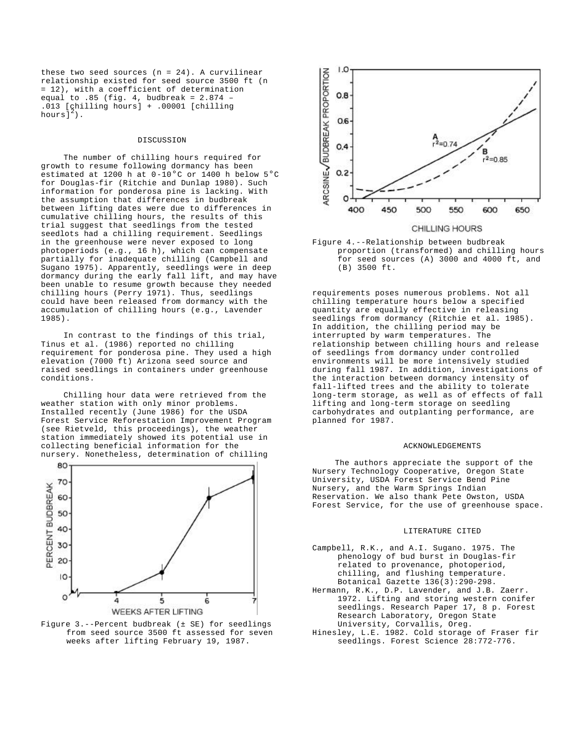these two seed sources (n = 24). A curvilinear relationship existed for seed source 3500 ft (n = 12), with a coefficient of determination equal to .85 (fig. 4, budbreak = 2.874 – .013 [chilling hours] + .00001 [chilling hours]$^2$).

## DISCUSSION

The number of chilling hours required for growth to resume following dormancy has been estimated at 1200 h at 0-10°C or 1400 h below 5°C for Douglas-fir (Ritchie and Dunlap 1980). Such information for ponderosa pine is lacking. With the assumption that differences in budbreak between lifting dates were due to differences in cumulative chilling hours, the results of this trial suggest that seedlings from the tested seedlots had a chilling requirement. Seedlings in the greenhouse were never exposed to long photoperiods (e.g., 16 h), which can compensate partially for inadequate chilling (Campbell and Sugano 1975). Apparently, seedlings were in deep dormancy during the early fall lift, and may have been unable to resume growth because they needed chilling hours (Perry 1971). Thus, seedlings could have been released from dormancy with the accumulation of chilling hours (e.g., Lavender 1985).

In contrast to the findings of this trial, Tinus et al. (1986) reported no chilling requirement for ponderosa pine. They used a high elevation (7000 ft) Arizona seed source and raised seedlings in containers under greenhouse conditions.

Chilling hour data were retrieved from the weather station with only minor problems. Installed recently (June 1986) for the USDA Forest Service Reforestation Improvement Program (see Rietveld, this proceedings), the weather station immediately showed its potential use in collecting beneficial information for the nursery. Nonetheless, determination of chilling requirements poses numerous problems. Not all chilling temperature hours below a specified quantity are equally effective in releasing seedlings from dormancy (Ritchie et al. 1985). In addition, the chilling period may be interrupted by warm temperatures. The relationship between chilling hours and release of seedlings from dormancy under controlled environments will be more intensively studied during fall 1987. In addition, investigations of the interaction between dormancy intensity of fall-lifted trees and the ability to tolerate long-term storage, as well as of effects of fall lifting and long-term storage on seedling carbohydrates and outplanting performance, are planned for 1987.

PERCENT BUDBREAK
80
70
60
50
40
30
20
10
0
4
5
6
7
WEEKS AFTER LIFTING

Figure 3.--Percent budbreak (± SE) for seedlings from seed source 3500 ft assessed for seven weeks after lifting February 19, 1987.

ARCSINE √BUDBREAK PROPORTION
1.0
0.8
0.6
0.4
0.2
0
400
450
500
550
600
650
CHILLING HOURS
A
$r^2$=0.74
B
$r^2$=0.85

Figure 4.--Relationship between budbreak proportion (transformed) and chilling hours for seed sources (A) 3000 and 4000 ft, and (B) 3500 ft.

## ACKNOWLEDGEMENTS

The authors appreciate the support of the Nursery Technology Cooperative, Oregon State University, USDA Forest Service Bend Pine Nursery, and the Warm Springs Indian Reservation. We also thank Pete Owston, USDA Forest Service, for the use of greenhouse space.

## LITERATURE CITED

Campbell, R.K., and A.I. Sugano. 1975. The phenology of bud burst in Douglas-fir related to provenance, photoperiod, chilling, and flushing temperature. Botanical Gazette 136(3):290-298.

Hermann, R.K., D.P. Lavender, and J.B. Zaerr. 1972. Lifting and storing western conifer seedlings. Research Paper 17, 8 p. Forest Research Laboratory, Oregon State University, Corvallis, Oreg.

Hinesley, L.E. 1982. Cold storage of Fraser fir seedlings. Forest Science 28:772-776.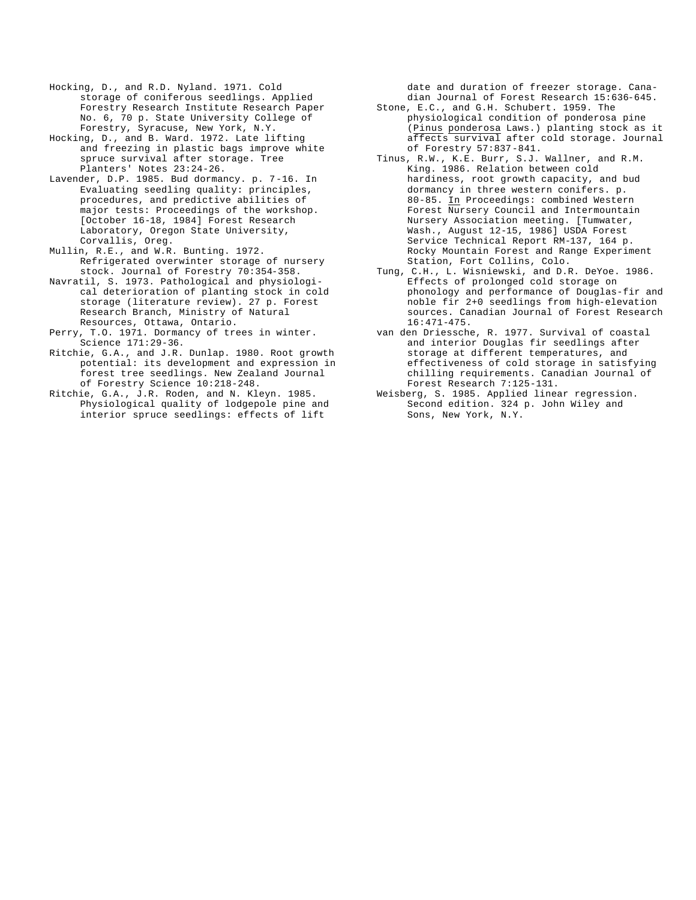Hocking, D., and R.D. Nyland. 1971. Cold storage of coniferous seedlings. Applied Forestry Research Institute Research Paper No. 6, 70 p. State University College of Forestry, Syracuse, New York, N.Y.

Hocking, D., and B. Ward. 1972. Late lifting and freezing in plastic bags improve white spruce survival after storage. Tree Planters' Notes 23:24-26.

Lavender, D.P. 1985. Bud dormancy. p. 7-16. In Evaluating seedling quality: principles, procedures, and predictive abilities of major tests: Proceedings of the workshop. [October 16-18, 1984] Forest Research Laboratory, Oregon State University, Corvallis, Oreg.

Mullin, R.E., and W.R. Bunting. 1972. Refrigerated overwinter storage of nursery stock. Journal of Forestry 70:354-358.

Navratil, S. 1973. Pathological and physiological deterioration of planting stock in cold storage (literature review). 27 p. Forest Research Branch, Ministry of Natural Resources, Ottawa, Ontario.

Perry, T.O. 1971. Dormancy of trees in winter. Science 171:29-36.

Ritchie, G.A., and J.R. Dunlap. 1980. Root growth potential: its development and expression in forest tree seedlings. New Zealand Journal of Forestry Science 10:218-248.

Ritchie, G.A., J.R. Roden, and N. Kleyn. 1985. Physiological quality of lodgepole pine and interior spruce seedlings: effects of lift date and duration of freezer storage. Canadian Journal of Forest Research 15:636-645.

Stone, E.C., and G.H. Schubert. 1959. The physiological condition of ponderosa pine (*Pinus ponderosa* Laws.) planting stock as it affects survival after cold storage. Journal of Forestry 57:837-841.

Tinus, R.W., K.E. Burr, S.J. Wallner, and R.M. King. 1986. Relation between cold hardiness, root growth capacity, and bud dormancy in three western conifers. p. 80-85. *In* Proceedings: combined Western Forest Nursery Council and Intermountain Nursery Association meeting. [Tumwater, Wash., August 12-15, 1986] USDA Forest Service Technical Report RM-137, 164 p. Rocky Mountain Forest and Range Experiment Station, Fort Collins, Colo.

Tung, C.H., L. Wisniewski, and D.R. DeYoe. 1986. Effects of prolonged cold storage on phonology and performance of Douglas-fir and noble fir 2+0 seedlings from high-elevation sources. Canadian Journal of Forest Research 16:471-475.

van den Driessche, R. 1977. Survival of coastal and interior Douglas fir seedlings after storage at different temperatures, and effectiveness of cold storage in satisfying chilling requirements. Canadian Journal of Forest Research 7:125-131.

Weisberg, S. 1985. Applied linear regression. Second edition. 324 p. John Wiley and Sons, New York, N.Y.